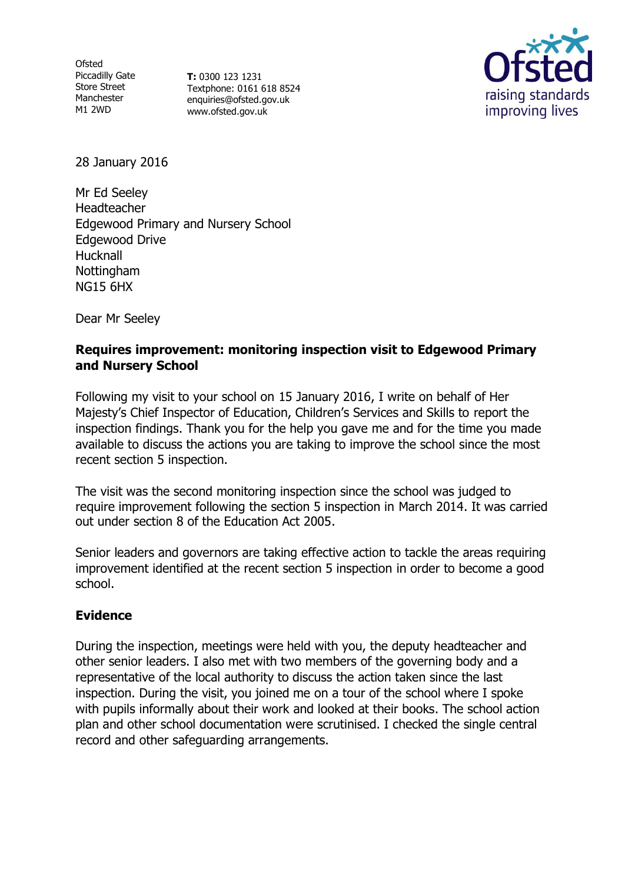Ofsted
Piccadilly Gate
Store Street
Manchester
M1 2WD

**T:** 0300 123 1231
Textphone: 0161 618 8524
enquiries@ofsted.gov.uk
www.ofsted.gov.uk

28 January 2016

Mr Ed Seeley
Headteacher
Edgewood Primary and Nursery School
Edgewood Drive
Hucknall
Nottingham
NG15 6HX

Dear Mr Seeley

**Requires improvement: monitoring inspection visit to Edgewood Primary and Nursery School**

Following my visit to your school on 15 January 2016, I write on behalf of Her Majesty's Chief Inspector of Education, Children's Services and Skills to report the inspection findings. Thank you for the help you gave me and for the time you made available to discuss the actions you are taking to improve the school since the most recent section 5 inspection.

The visit was the second monitoring inspection since the school was judged to require improvement following the section 5 inspection in March 2014. It was carried out under section 8 of the Education Act 2005.

Senior leaders and governors are taking effective action to tackle the areas requiring improvement identified at the recent section 5 inspection in order to become a good school.

## Evidence

During the inspection, meetings were held with you, the deputy headteacher and other senior leaders. I also met with two members of the governing body and a representative of the local authority to discuss the action taken since the last inspection. During the visit, you joined me on a tour of the school where I spoke with pupils informally about their work and looked at their books. The school action plan and other school documentation were scrutinised. I checked the single central record and other safeguarding arrangements.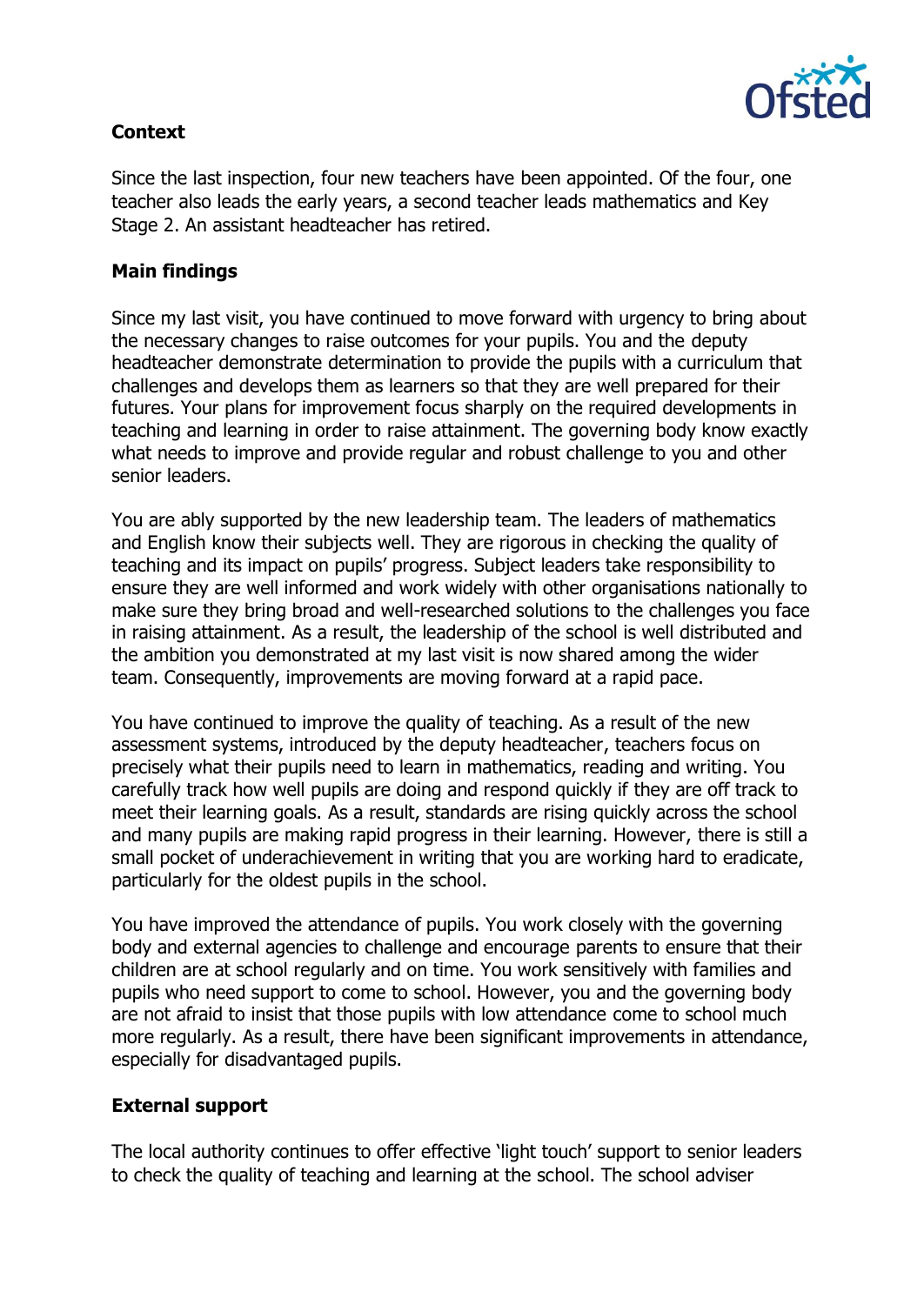## Context

Since the last inspection, four new teachers have been appointed. Of the four, one teacher also leads the early years, a second teacher leads mathematics and Key Stage 2. An assistant headteacher has retired.

## Main findings

Since my last visit, you have continued to move forward with urgency to bring about the necessary changes to raise outcomes for your pupils. You and the deputy headteacher demonstrate determination to provide the pupils with a curriculum that challenges and develops them as learners so that they are well prepared for their futures. Your plans for improvement focus sharply on the required developments in teaching and learning in order to raise attainment. The governing body know exactly what needs to improve and provide regular and robust challenge to you and other senior leaders.

You are ably supported by the new leadership team. The leaders of mathematics and English know their subjects well. They are rigorous in checking the quality of teaching and its impact on pupils' progress. Subject leaders take responsibility to ensure they are well informed and work widely with other organisations nationally to make sure they bring broad and well-researched solutions to the challenges you face in raising attainment. As a result, the leadership of the school is well distributed and the ambition you demonstrated at my last visit is now shared among the wider team. Consequently, improvements are moving forward at a rapid pace.

You have continued to improve the quality of teaching. As a result of the new assessment systems, introduced by the deputy headteacher, teachers focus on precisely what their pupils need to learn in mathematics, reading and writing. You carefully track how well pupils are doing and respond quickly if they are off track to meet their learning goals. As a result, standards are rising quickly across the school and many pupils are making rapid progress in their learning. However, there is still a small pocket of underachievement in writing that you are working hard to eradicate, particularly for the oldest pupils in the school.

You have improved the attendance of pupils. You work closely with the governing body and external agencies to challenge and encourage parents to ensure that their children are at school regularly and on time. You work sensitively with families and pupils who need support to come to school. However, you and the governing body are not afraid to insist that those pupils with low attendance come to school much more regularly. As a result, there have been significant improvements in attendance, especially for disadvantaged pupils.

## External support

The local authority continues to offer effective 'light touch' support to senior leaders to check the quality of teaching and learning at the school. The school adviser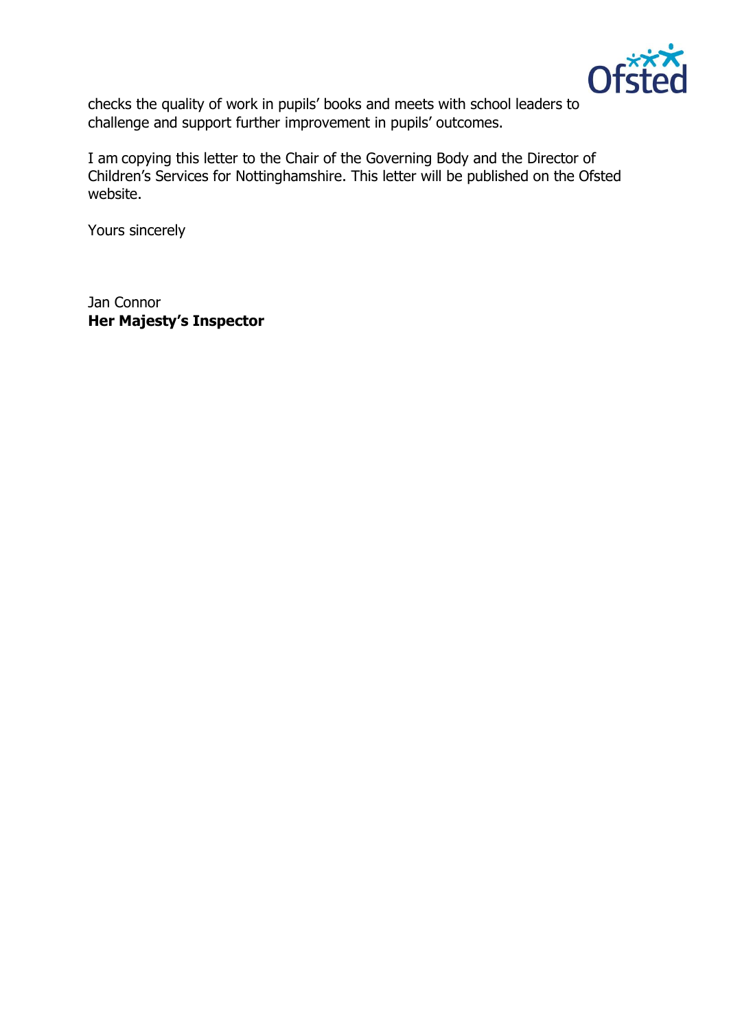checks the quality of work in pupils' books and meets with school leaders to challenge and support further improvement in pupils' outcomes.

I am copying this letter to the Chair of the Governing Body and the Director of Children's Services for Nottinghamshire. This letter will be published on the Ofsted website.

Yours sincerely

Jan Connor
**Her Majesty's Inspector**